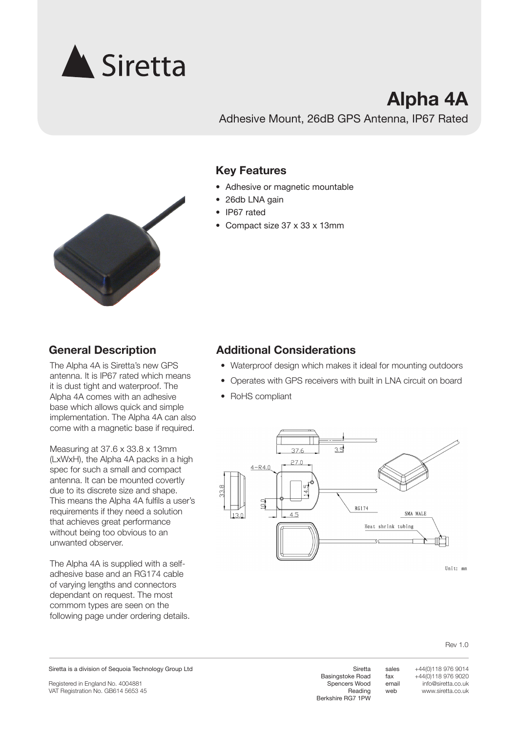# Siretta

# Alpha 4A

Adhesive Mount, 26dB GPS Antenna, IP67 Rated

## Key Features

- Adhesive or magnetic mountable
- 26db LNA gain
- IP67 rated
- Compact size 37 x 33 x 13mm

## General Description

The Alpha 4A is Siretta's new GPS antenna. It is IP67 rated which means it is dust tight and waterproof. The Alpha 4A comes with an adhesive base which allows quick and simple implementation. The Alpha 4A can also come with a magnetic base if required.

Measuring at 37.6 x 33.8 x 13mm (LxWxH), the Alpha 4A packs in a high spec for such a small and compact antenna. It can be mounted covertly due to its discrete size and shape. This means the Alpha 4A fulfils a user's requirements if they need a solution that achieves great performance without being too obvious to an unwanted observer.

The Alpha 4A is supplied with a self-adhesive base and an RG174 cable of varying lengths and connectors dependant on request. The most commom types are seen on the following page under ordering details.

## Additional Considerations

- Waterproof design which makes it ideal for mounting outdoors
- Operates with GPS receivers with built in LNA circuit on board
- RoHS compliant

Unit: mm

Rev 1.0

Siretta is a division of Sequoia Technology Group Ltd

Registered in England No. 4004881
VAT Registration No. GB614 5653 45

Siretta
Basingstoke Road
Spencers Wood
Reading
Berkshire RG7 1PW

sales +44(0)118 976 9014
fax +44(0)118 976 9020
email info@siretta.co.uk
web www.siretta.co.uk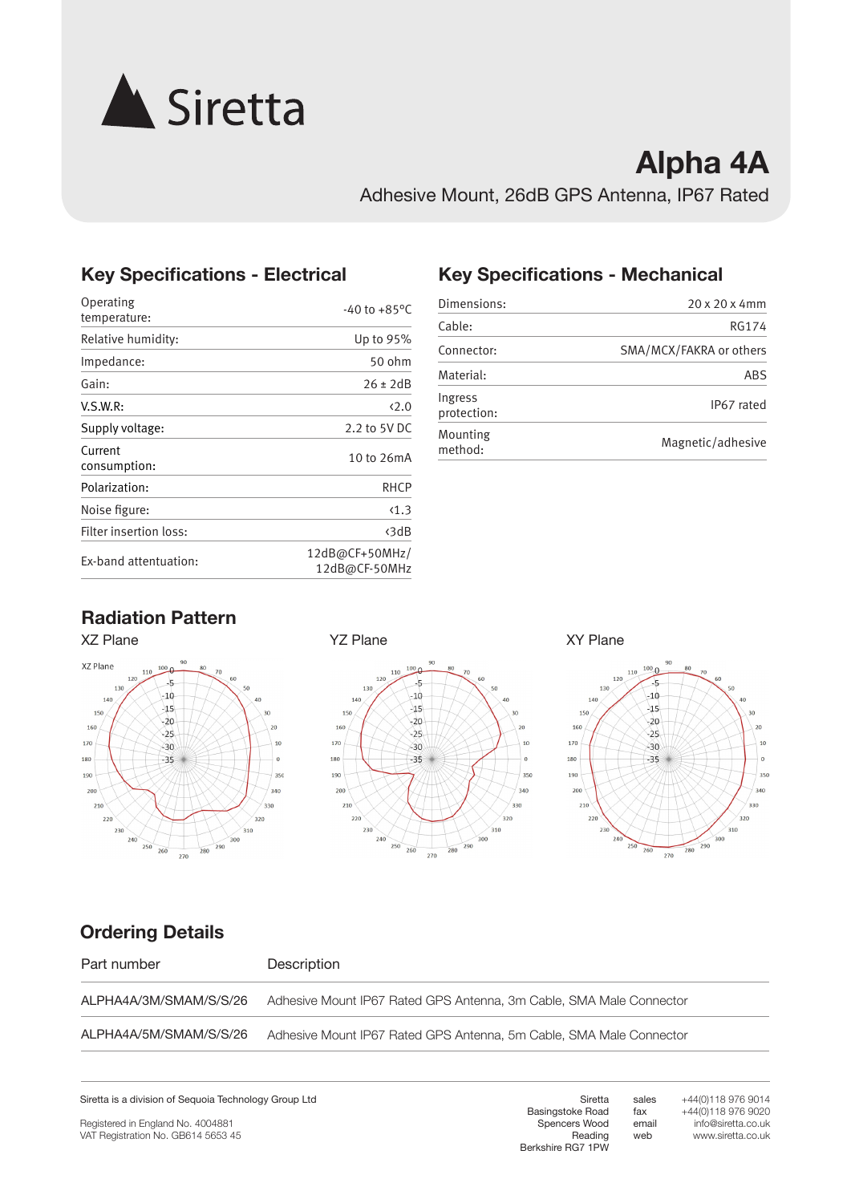# Siretta

## Alpha 4A

Adhesive Mount, 26dB GPS Antenna, IP67 Rated

### Key Specifications - Electrical

| | |
|---|---|
| Operating temperature: | -40 to +85°C |
| Relative humidity: | Up to 95% |
| Impedance: | 50 ohm |
| Gain: | 26 ± 2dB |
| V.S.W.R: | ‹2.0 |
| Supply voltage: | 2.2 to 5V DC |
| Current consumption: | 10 to 26mA |
| Polarization: | RHCP |
| Noise figure: | ‹1.3 |
| Filter insertion loss: | ‹3dB |
| Ex-band attentuation: | 12dB@CF+50MHz/ 12dB@CF-50MHz |

### Key Specifications - Mechanical

| | |
|---|---|
| Dimensions: | 20 x 20 x 4mm |
| Cable: | RG174 |
| Connector: | SMA/MCX/FAKRA or others |
| Material: | ABS |
| Ingress protection: | IP67 rated |
| Mounting method: | Magnetic/adhesive |

### Radiation Pattern

XZ Plane

YZ Plane

XY Plane

### Ordering Details

| Part number | Description |
|---|---|
| ALPHA4A/3M/SMAM/S/S/26 | Adhesive Mount IP67 Rated GPS Antenna, 3m Cable, SMA Male Connector |
| ALPHA4A/5M/SMAM/S/S/26 | Adhesive Mount IP67 Rated GPS Antenna, 5m Cable, SMA Male Connector |

Siretta is a division of Sequoia Technology Group Ltd

Registered in England No. 4004881
VAT Registration No. GB614 5653 45

Siretta
Basingstoke Road
Spencers Wood
Reading
Berkshire RG7 1PW

sales +44(0)118 976 9014
fax +44(0)118 976 9020
email info@siretta.co.uk
web www.siretta.co.uk